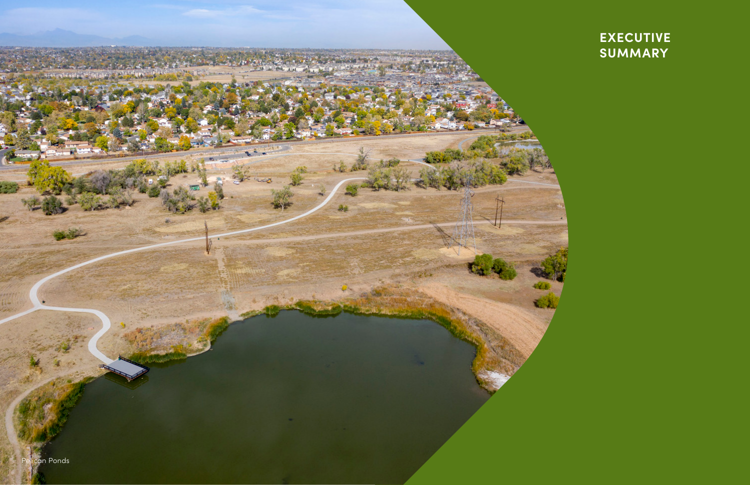# EXECUTIVE SUMMARY

Pelican Ponds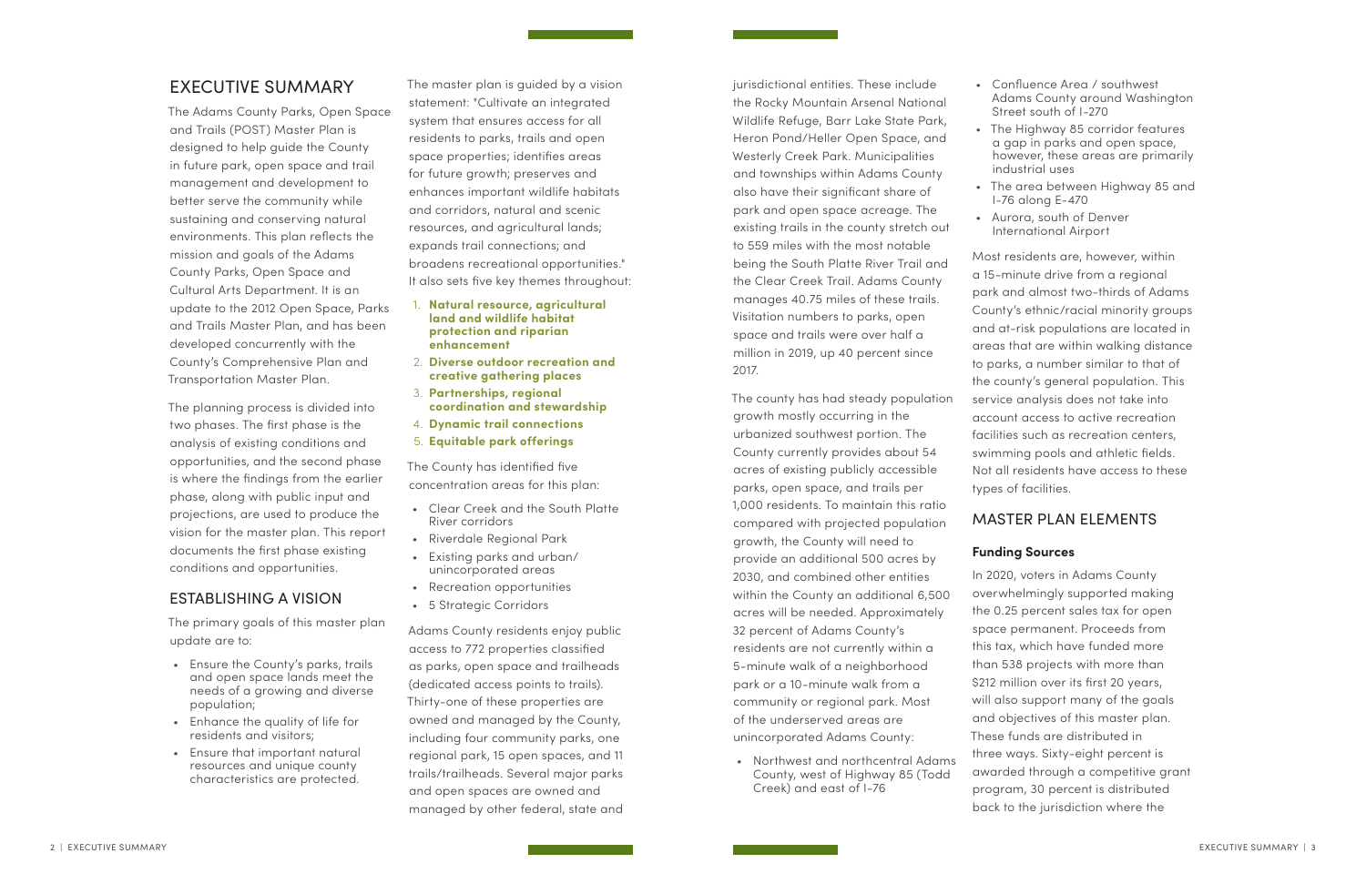## EXECUTIVE SUMMARY

The Adams County Parks, Open Space and Trails (POST) Master Plan is designed to help guide the County in future park, open space and trail management and development to better serve the community while sustaining and conserving natural environments. This plan reflects the mission and goals of the Adams County Parks, Open Space and Cultural Arts Department. It is an update to the 2012 Open Space, Parks and Trails Master Plan, and has been developed concurrently with the County's Comprehensive Plan and Transportation Master Plan.

The planning process is divided into two phases. The first phase is the analysis of existing conditions and opportunities, and the second phase is where the findings from the earlier phase, along with public input and projections, are used to produce the vision for the master plan. This report documents the first phase existing conditions and opportunities.

### ESTABLISHING A VISION

The primary goals of this master plan update are to:

- Ensure the County's parks, trails and open space lands meet the needs of a growing and diverse population;
- Enhance the quality of life for residents and visitors;
- Ensure that important natural resources and unique county characteristics are protected.

The master plan is guided by a vision statement: "Cultivate an integrated system that ensures access for all residents to parks, trails and open space properties; identifies areas for future growth; preserves and enhances important wildlife habitats and corridors, natural and scenic resources, and agricultural lands; expands trail connections; and broadens recreational opportunities." It also sets five key themes throughout:

1. **Natural resource, agricultural land and wildlife habitat protection and riparian enhancement**
2. **Diverse outdoor recreation and creative gathering places**
3. **Partnerships, regional coordination and stewardship**
4. **Dynamic trail connections**
5. **Equitable park offerings**

The County has identified five concentration areas for this plan:

- Clear Creek and the South Platte River corridors
- Riverdale Regional Park
- Existing parks and urban/ unincorporated areas
- Recreation opportunities
- 5 Strategic Corridors

Adams County residents enjoy public access to 772 properties classified as parks, open space and trailheads (dedicated access points to trails). Thirty-one of these properties are owned and managed by the County, including four community parks, one regional park, 15 open spaces, and 11 trails/trailheads. Several major parks and open spaces are owned and managed by other federal, state and jurisdictional entities. These include the Rocky Mountain Arsenal National Wildlife Refuge, Barr Lake State Park, Heron Pond/Heller Open Space, and Westerly Creek Park. Municipalities and townships within Adams County also have their significant share of park and open space acreage. The existing trails in the county stretch out to 559 miles with the most notable being the South Platte River Trail and the Clear Creek Trail. Adams County manages 40.75 miles of these trails. Visitation numbers to parks, open space and trails were over half a million in 2019, up 40 percent since 2017.

The county has had steady population growth mostly occurring in the urbanized southwest portion. The County currently provides about 54 acres of existing publicly accessible parks, open space, and trails per 1,000 residents. To maintain this ratio compared with projected population growth, the County will need to provide an additional 500 acres by 2030, and combined other entities within the County an additional 6,500 acres will be needed. Approximately 32 percent of Adams County's residents are not currently within a 5-minute walk of a neighborhood park or a 10-minute walk from a community or regional park. Most of the underserved areas are unincorporated Adams County:

- Northwest and northcentral Adams County, west of Highway 85 (Todd Creek) and east of I-76
- Confluence Area / southwest Adams County around Washington Street south of I-270
- The Highway 85 corridor features a gap in parks and open space, however, these areas are primarily industrial uses
- The area between Highway 85 and I-76 along E-470
- Aurora, south of Denver International Airport

Most residents are, however, within a 15-minute drive from a regional park and almost two-thirds of Adams County's ethnic/racial minority groups and at-risk populations are located in areas that are within walking distance to parks, a number similar to that of the county's general population. This service analysis does not take into account access to active recreation facilities such as recreation centers, swimming pools and athletic fields. Not all residents have access to these types of facilities.

### MASTER PLAN ELEMENTS

#### Funding Sources

In 2020, voters in Adams County overwhelmingly supported making the 0.25 percent sales tax for open space permanent. Proceeds from this tax, which have funded more than 538 projects with more than $212 million over its first 20 years, will also support many of the goals and objectives of this master plan. These funds are distributed in three ways. Sixty-eight percent is awarded through a competitive grant program, 30 percent is distributed back to the jurisdiction where the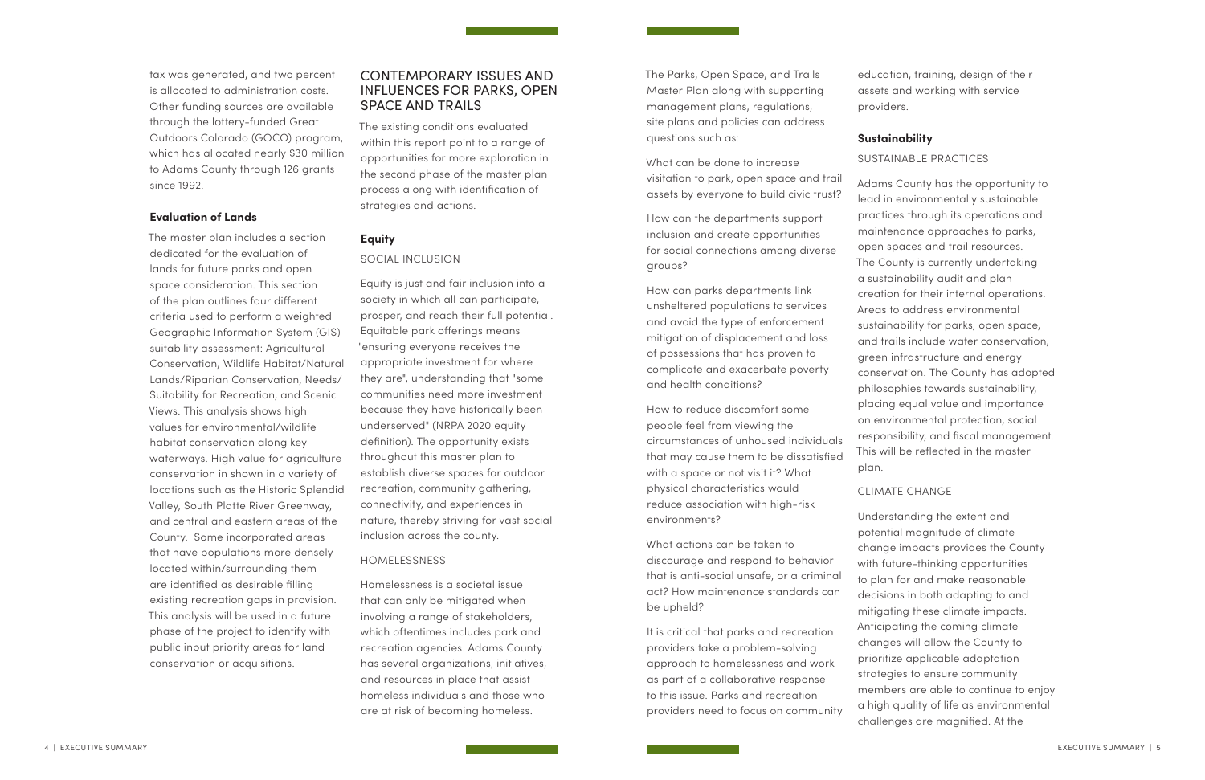tax was generated, and two percent is allocated to administration costs. Other funding sources are available through the lottery-funded Great Outdoors Colorado (GOCO) program, which has allocated nearly $30 million to Adams County through 126 grants since 1992.

**Evaluation of Lands**

The master plan includes a section dedicated for the evaluation of lands for future parks and open space consideration. This section of the plan outlines four different criteria used to perform a weighted Geographic Information System (GIS) suitability assessment: Agricultural Conservation, Wildlife Habitat/Natural Lands/Riparian Conservation, Needs/Suitability for Recreation, and Scenic Views. This analysis shows high values for environmental/wildlife habitat conservation along key waterways. High value for agriculture conservation in shown in a variety of locations such as the Historic Splendid Valley, South Platte River Greenway, and central and eastern areas of the County. Some incorporated areas that have populations more densely located within/surrounding them are identified as desirable filling existing recreation gaps in provision. This analysis will be used in a future phase of the project to identify with public input priority areas for land conservation or acquisitions.

## CONTEMPORARY ISSUES AND INFLUENCES FOR PARKS, OPEN SPACE AND TRAILS

The existing conditions evaluated within this report point to a range of opportunities for more exploration in the second phase of the master plan process along with identification of strategies and actions.

**Equity**

SOCIAL INCLUSION

Equity is just and fair inclusion into a society in which all can participate, prosper, and reach their full potential. Equitable park offerings means "ensuring everyone receives the appropriate investment for where they are", understanding that "some communities need more investment because they have historically been underserved" (NRPA 2020 equity definition). The opportunity exists throughout this master plan to establish diverse spaces for outdoor recreation, community gathering, connectivity, and experiences in nature, thereby striving for vast social inclusion across the county.

HOMELESSNESS

Homelessness is a societal issue that can only be mitigated when involving a range of stakeholders, which oftentimes includes park and recreation agencies. Adams County has several organizations, initiatives, and resources in place that assist homeless individuals and those who are at risk of becoming homeless.

The Parks, Open Space, and Trails Master Plan along with supporting management plans, regulations, site plans and policies can address questions such as:

What can be done to increase visitation to park, open space and trail assets by everyone to build civic trust?

How can the departments support inclusion and create opportunities for social connections among diverse groups?

How can parks departments link unsheltered populations to services and avoid the type of enforcement mitigation of displacement and loss of possessions that has proven to complicate and exacerbate poverty and health conditions?

How to reduce discomfort some people feel from viewing the circumstances of unhoused individuals that may cause them to be dissatisfied with a space or not visit it? What physical characteristics would reduce association with high-risk environments?

What actions can be taken to discourage and respond to behavior that is anti-social unsafe, or a criminal act? How maintenance standards can be upheld?

It is critical that parks and recreation providers take a problem-solving approach to homelessness and work as part of a collaborative response to this issue. Parks and recreation providers need to focus on community education, training, design of their assets and working with service providers.

**Sustainability**

SUSTAINABLE PRACTICES

Adams County has the opportunity to lead in environmentally sustainable practices through its operations and maintenance approaches to parks, open spaces and trail resources. The County is currently undertaking a sustainability audit and plan creation for their internal operations. Areas to address environmental sustainability for parks, open space, and trails include water conservation, green infrastructure and energy conservation. The County has adopted philosophies towards sustainability, placing equal value and importance on environmental protection, social responsibility, and fiscal management. This will be reflected in the master plan.

CLIMATE CHANGE

Understanding the extent and potential magnitude of climate change impacts provides the County with future-thinking opportunities to plan for and make reasonable decisions in both adapting to and mitigating these climate impacts. Anticipating the coming climate changes will allow the County to prioritize applicable adaptation strategies to ensure community members are able to continue to enjoy a high quality of life as environmental challenges are magnified. At the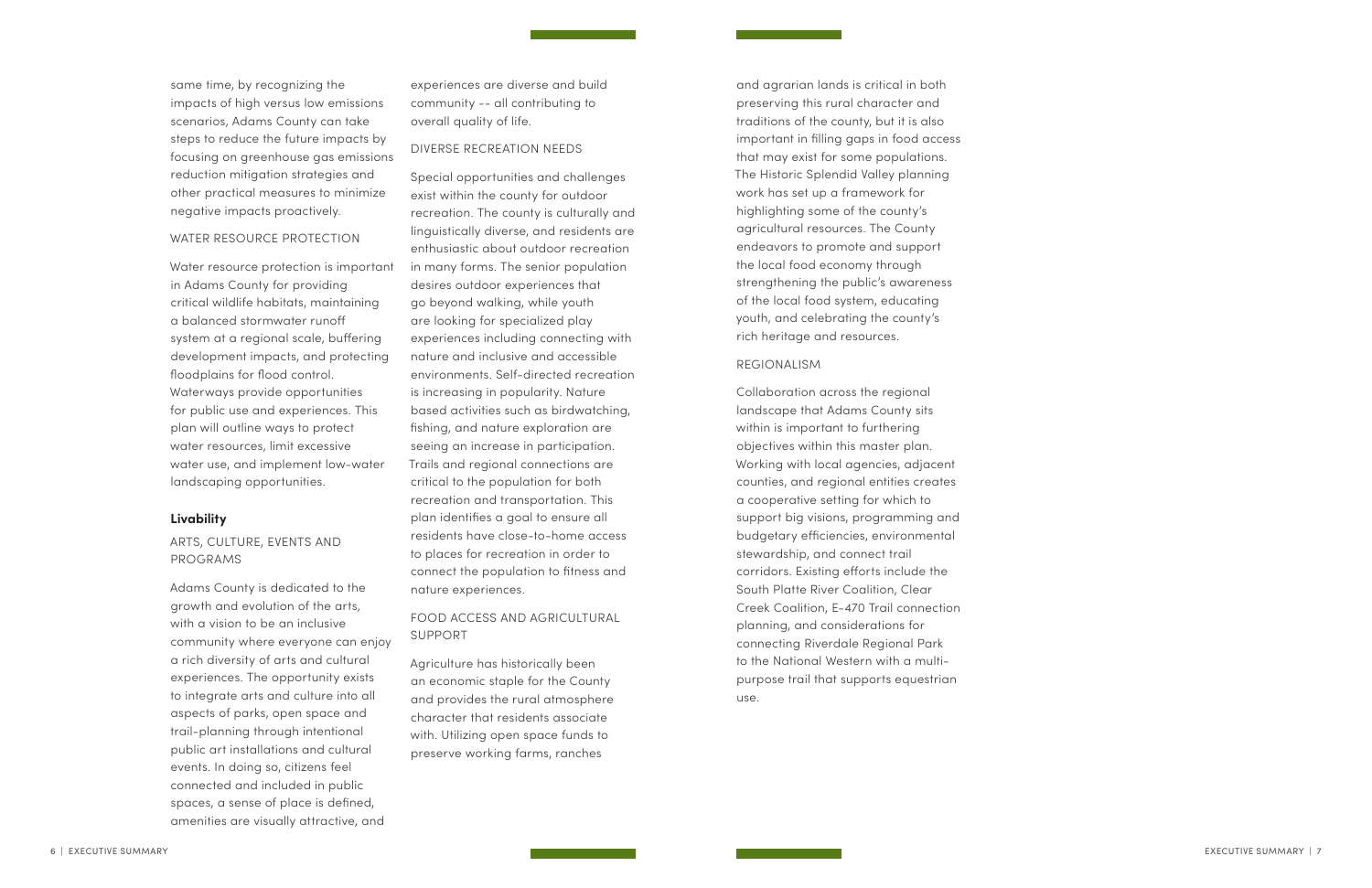same time, by recognizing the impacts of high versus low emissions scenarios, Adams County can take steps to reduce the future impacts by focusing on greenhouse gas emissions reduction mitigation strategies and other practical measures to minimize negative impacts proactively.

#### WATER RESOURCE PROTECTION

Water resource protection is important in Adams County for providing critical wildlife habitats, maintaining a balanced stormwater runoff system at a regional scale, buffering development impacts, and protecting floodplains for flood control. Waterways provide opportunities for public use and experiences. This plan will outline ways to protect water resources, limit excessive water use, and implement low-water landscaping opportunities.

### Livability

#### ARTS, CULTURE, EVENTS AND PROGRAMS

Adams County is dedicated to the growth and evolution of the arts, with a vision to be an inclusive community where everyone can enjoy a rich diversity of arts and cultural experiences. The opportunity exists to integrate arts and culture into all aspects of parks, open space and trail-planning through intentional public art installations and cultural events. In doing so, citizens feel connected and included in public spaces, a sense of place is defined, amenities are visually attractive, and experiences are diverse and build community -- all contributing to overall quality of life.

#### DIVERSE RECREATION NEEDS

Special opportunities and challenges exist within the county for outdoor recreation. The county is culturally and linguistically diverse, and residents are enthusiastic about outdoor recreation in many forms. The senior population desires outdoor experiences that go beyond walking, while youth are looking for specialized play experiences including connecting with nature and inclusive and accessible environments. Self-directed recreation is increasing in popularity. Nature based activities such as birdwatching, fishing, and nature exploration are seeing an increase in participation. Trails and regional connections are critical to the population for both recreation and transportation. This plan identifies a goal to ensure all residents have close-to-home access to places for recreation in order to connect the population to fitness and nature experiences.

#### FOOD ACCESS AND AGRICULTURAL SUPPORT

Agriculture has historically been an economic staple for the County and provides the rural atmosphere character that residents associate with. Utilizing open space funds to preserve working farms, ranches and agrarian lands is critical in both preserving this rural character and traditions of the county, but it is also important in filling gaps in food access that may exist for some populations. The Historic Splendid Valley planning work has set up a framework for highlighting some of the county's agricultural resources. The County endeavors to promote and support the local food economy through strengthening the public's awareness of the local food system, educating youth, and celebrating the county's rich heritage and resources.

#### REGIONALISM

Collaboration across the regional landscape that Adams County sits within is important to furthering objectives within this master plan. Working with local agencies, adjacent counties, and regional entities creates a cooperative setting for which to support big visions, programming and budgetary efficiencies, environmental stewardship, and connect trail corridors. Existing efforts include the South Platte River Coalition, Clear Creek Coalition, E-470 Trail connection planning, and considerations for connecting Riverdale Regional Park to the National Western with a multi-purpose trail that supports equestrian use.